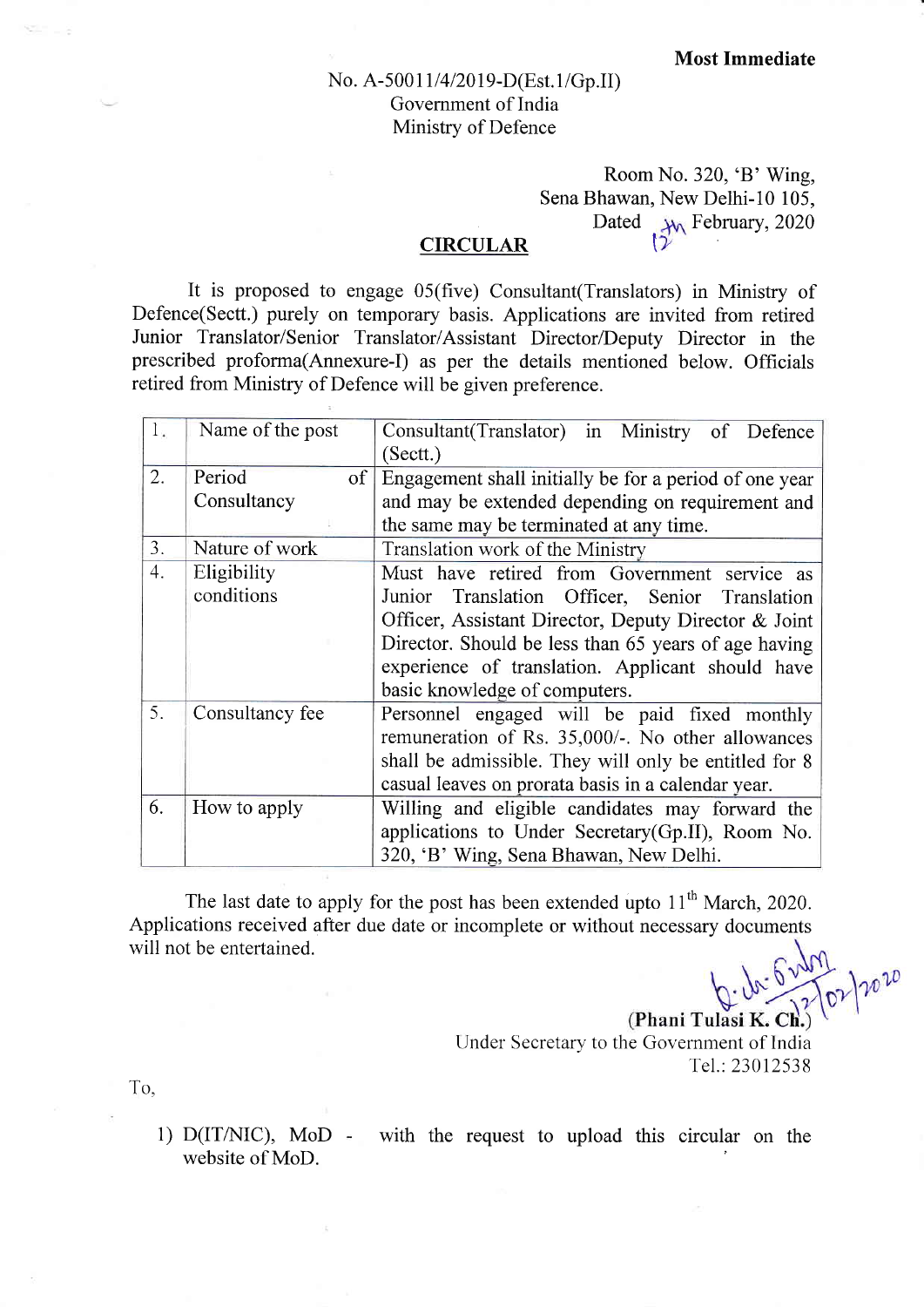**Most Immediate**

No. A-50011/4/2019-D(Est.1/Gp.II)
Government of India
Ministry of Defence

Room No. 320, 'B' Wing,
Sena Bhawan, New Delhi-10 105,
Dated 12th February, 2020

## CIRCULAR

It is proposed to engage 05(five) Consultant(Translators) in Ministry of Defence(Sectt.) purely on temporary basis. Applications are invited from retired Junior Translator/Senior Translator/Assistant Director/Deputy Director in the prescribed proforma(Annexure-I) as per the details mentioned below. Officials retired from Ministry of Defence will be given preference.

| | | |
|---|---|---|
| 1. | Name of the post | Consultant(Translator) in Ministry of Defence (Sectt.) |
| 2. | Period of Consultancy | Engagement shall initially be for a period of one year and may be extended depending on requirement and the same may be terminated at any time. |
| 3. | Nature of work | Translation work of the Ministry |
| 4. | Eligibility conditions | Must have retired from Government service as Junior Translation Officer, Senior Translation Officer, Assistant Director, Deputy Director & Joint Director. Should be less than 65 years of age having experience of translation. Applicant should have basic knowledge of computers. |
| 5. | Consultancy fee | Personnel engaged will be paid fixed monthly remuneration of Rs. 35,000/-. No other allowances shall be admissible. They will only be entitled for 8 casual leaves on prorata basis in a calendar year. |
| 6. | How to apply | Willing and eligible candidates may forward the applications to Under Secretary(Gp.II), Room No. 320, 'B' Wing, Sena Bhawan, New Delhi. |

The last date to apply for the post has been extended upto 11th March, 2020. Applications received after due date or incomplete or without necessary documents will not be entertained.

12/02/2020

**(Phani Tulasi K. Ch.)**
Under Secretary to the Government of India
Tel.: 23012538

To,

1) D(IT/NIC), MoD - with the request to upload this circular on the website of MoD.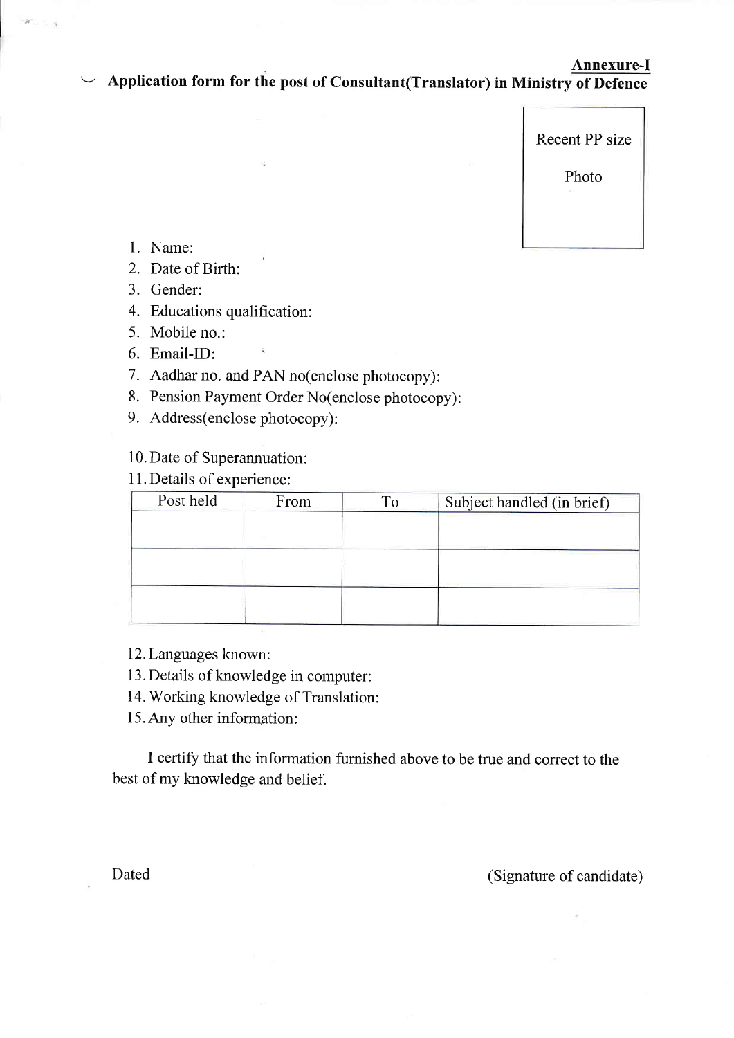**Annexure-I**

## Application form for the post of Consultant(Translator) in Ministry of Defence

Recent PP size

Photo

1. Name:
2. Date of Birth:
3. Gender:
4. Educations qualification:
5. Mobile no.:
6. Email-ID:
7. Aadhar no. and PAN no(enclose photocopy):
8. Pension Payment Order No(enclose photocopy):
9. Address(enclose photocopy):
10. Date of Superannuation:
11. Details of experience:

| Post held | From | To | Subject handled (in brief) |
|---|---|---|---|
| | | | |
| | | | |
| | | | |

12. Languages known:
13. Details of knowledge in computer:
14. Working knowledge of Translation:
15. Any other information:

I certify that the information furnished above to be true and correct to the best of my knowledge and belief.

Dated

(Signature of candidate)